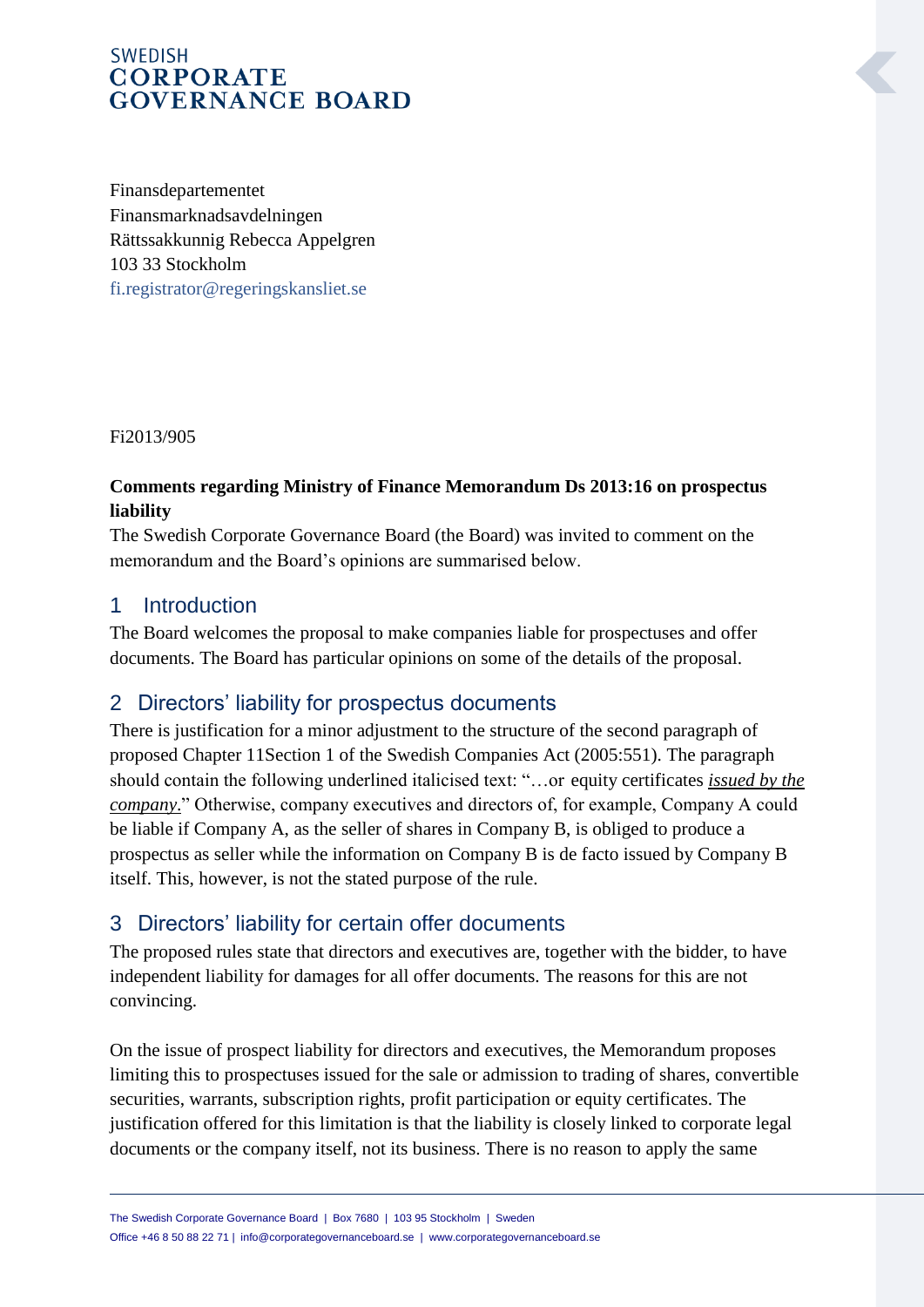SWEDISH
**CORPORATE GOVERNANCE BOARD**

Finansdepartementet
Finansmarknadsavdelningen
Rättssakkunnig Rebecca Appelgren
103 33 Stockholm
fi.registrator@regeringskansliet.se

Fi2013/905

**Comments regarding Ministry of Finance Memorandum Ds 2013:16 on prospectus liability**

The Swedish Corporate Governance Board (the Board) was invited to comment on the memorandum and the Board's opinions are summarised below.

## 1 Introduction

The Board welcomes the proposal to make companies liable for prospectuses and offer documents. The Board has particular opinions on some of the details of the proposal.

## 2 Directors' liability for prospectus documents

There is justification for a minor adjustment to the structure of the second paragraph of proposed Chapter 11Section 1 of the Swedish Companies Act (2005:551). The paragraph should contain the following underlined italicised text: "…or equity certificates *issued by the company*." Otherwise, company executives and directors of, for example, Company A could be liable if Company A, as the seller of shares in Company B, is obliged to produce a prospectus as seller while the information on Company B is de facto issued by Company B itself. This, however, is not the stated purpose of the rule.

## 3 Directors' liability for certain offer documents

The proposed rules state that directors and executives are, together with the bidder, to have independent liability for damages for all offer documents. The reasons for this are not convincing.

On the issue of prospect liability for directors and executives, the Memorandum proposes limiting this to prospectuses issued for the sale or admission to trading of shares, convertible securities, warrants, subscription rights, profit participation or equity certificates. The justification offered for this limitation is that the liability is closely linked to corporate legal documents or the company itself, not its business. There is no reason to apply the same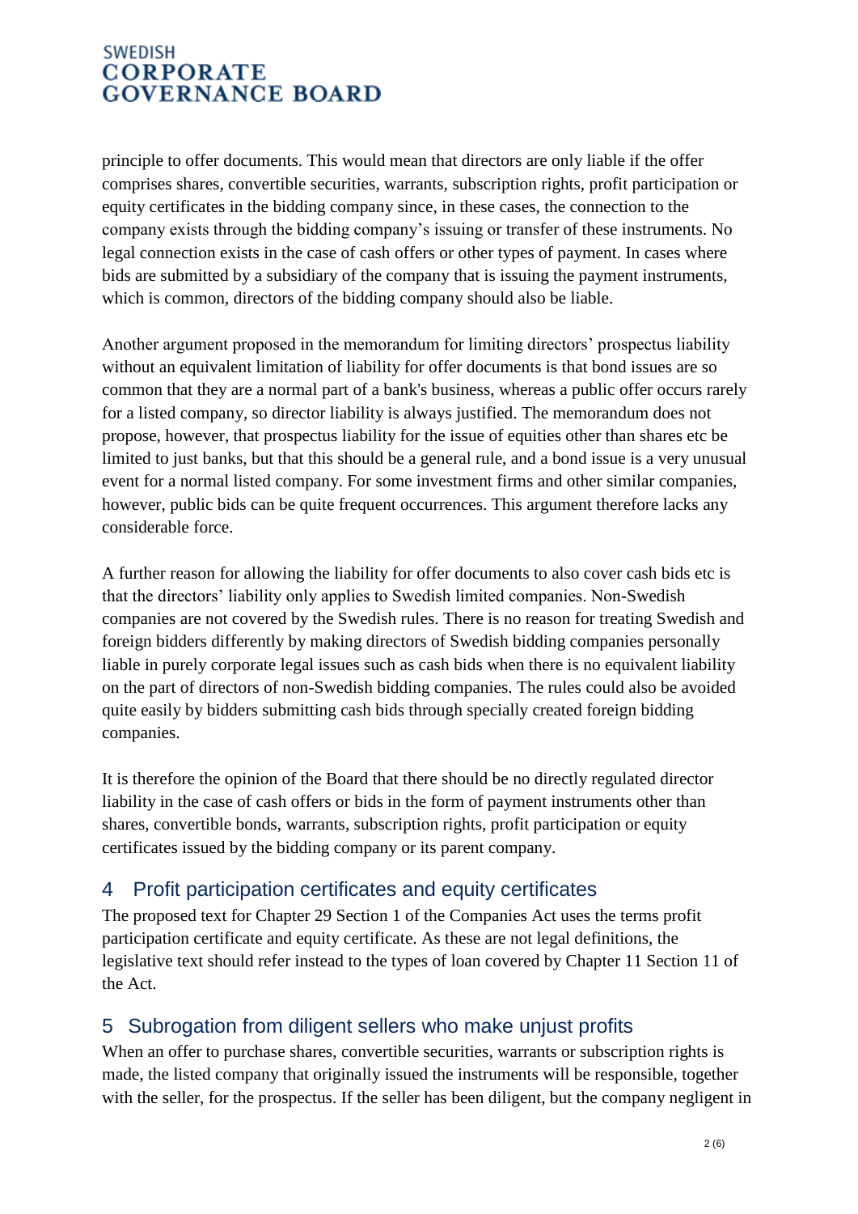principle to offer documents. This would mean that directors are only liable if the offer comprises shares, convertible securities, warrants, subscription rights, profit participation or equity certificates in the bidding company since, in these cases, the connection to the company exists through the bidding company's issuing or transfer of these instruments. No legal connection exists in the case of cash offers or other types of payment. In cases where bids are submitted by a subsidiary of the company that is issuing the payment instruments, which is common, directors of the bidding company should also be liable.

Another argument proposed in the memorandum for limiting directors' prospectus liability without an equivalent limitation of liability for offer documents is that bond issues are so common that they are a normal part of a bank's business, whereas a public offer occurs rarely for a listed company, so director liability is always justified. The memorandum does not propose, however, that prospectus liability for the issue of equities other than shares etc be limited to just banks, but that this should be a general rule, and a bond issue is a very unusual event for a normal listed company. For some investment firms and other similar companies, however, public bids can be quite frequent occurrences. This argument therefore lacks any considerable force.

A further reason for allowing the liability for offer documents to also cover cash bids etc is that the directors' liability only applies to Swedish limited companies. Non-Swedish companies are not covered by the Swedish rules. There is no reason for treating Swedish and foreign bidders differently by making directors of Swedish bidding companies personally liable in purely corporate legal issues such as cash bids when there is no equivalent liability on the part of directors of non-Swedish bidding companies. The rules could also be avoided quite easily by bidders submitting cash bids through specially created foreign bidding companies.

It is therefore the opinion of the Board that there should be no directly regulated director liability in the case of cash offers or bids in the form of payment instruments other than shares, convertible bonds, warrants, subscription rights, profit participation or equity certificates issued by the bidding company or its parent company.

## 4 Profit participation certificates and equity certificates

The proposed text for Chapter 29 Section 1 of the Companies Act uses the terms profit participation certificate and equity certificate. As these are not legal definitions, the legislative text should refer instead to the types of loan covered by Chapter 11 Section 11 of the Act.

## 5 Subrogation from diligent sellers who make unjust profits

When an offer to purchase shares, convertible securities, warrants or subscription rights is made, the listed company that originally issued the instruments will be responsible, together with the seller, for the prospectus. If the seller has been diligent, but the company negligent in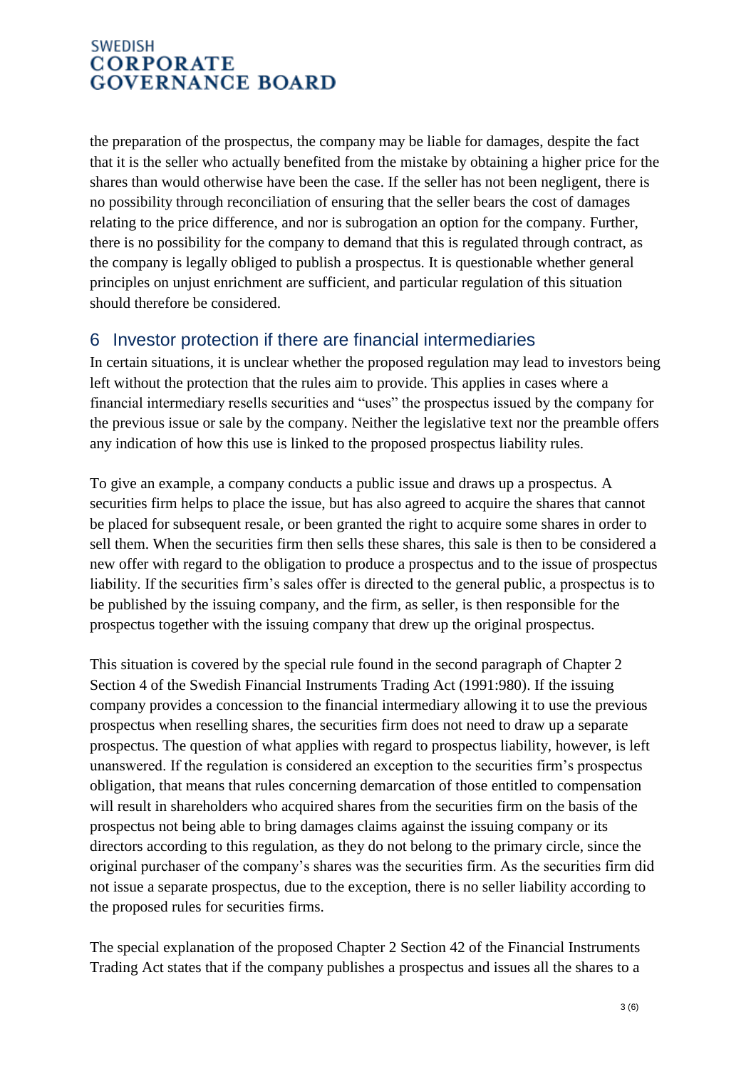the preparation of the prospectus, the company may be liable for damages, despite the fact that it is the seller who actually benefited from the mistake by obtaining a higher price for the shares than would otherwise have been the case. If the seller has not been negligent, there is no possibility through reconciliation of ensuring that the seller bears the cost of damages relating to the price difference, and nor is subrogation an option for the company. Further, there is no possibility for the company to demand that this is regulated through contract, as the company is legally obliged to publish a prospectus. It is questionable whether general principles on unjust enrichment are sufficient, and particular regulation of this situation should therefore be considered.

## 6 Investor protection if there are financial intermediaries

In certain situations, it is unclear whether the proposed regulation may lead to investors being left without the protection that the rules aim to provide. This applies in cases where a financial intermediary resells securities and "uses" the prospectus issued by the company for the previous issue or sale by the company. Neither the legislative text nor the preamble offers any indication of how this use is linked to the proposed prospectus liability rules.

To give an example, a company conducts a public issue and draws up a prospectus. A securities firm helps to place the issue, but has also agreed to acquire the shares that cannot be placed for subsequent resale, or been granted the right to acquire some shares in order to sell them. When the securities firm then sells these shares, this sale is then to be considered a new offer with regard to the obligation to produce a prospectus and to the issue of prospectus liability. If the securities firm's sales offer is directed to the general public, a prospectus is to be published by the issuing company, and the firm, as seller, is then responsible for the prospectus together with the issuing company that drew up the original prospectus.

This situation is covered by the special rule found in the second paragraph of Chapter 2 Section 4 of the Swedish Financial Instruments Trading Act (1991:980). If the issuing company provides a concession to the financial intermediary allowing it to use the previous prospectus when reselling shares, the securities firm does not need to draw up a separate prospectus. The question of what applies with regard to prospectus liability, however, is left unanswered. If the regulation is considered an exception to the securities firm's prospectus obligation, that means that rules concerning demarcation of those entitled to compensation will result in shareholders who acquired shares from the securities firm on the basis of the prospectus not being able to bring damages claims against the issuing company or its directors according to this regulation, as they do not belong to the primary circle, since the original purchaser of the company's shares was the securities firm. As the securities firm did not issue a separate prospectus, due to the exception, there is no seller liability according to the proposed rules for securities firms.

The special explanation of the proposed Chapter 2 Section 42 of the Financial Instruments Trading Act states that if the company publishes a prospectus and issues all the shares to a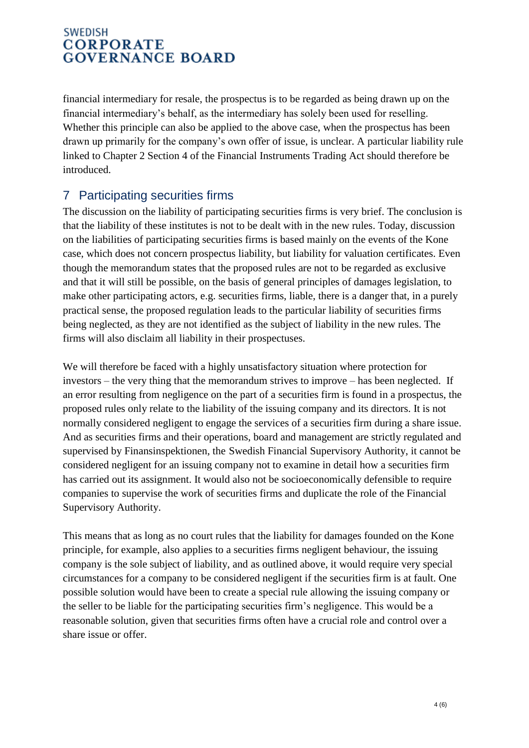financial intermediary for resale, the prospectus is to be regarded as being drawn up on the financial intermediary's behalf, as the intermediary has solely been used for reselling. Whether this principle can also be applied to the above case, when the prospectus has been drawn up primarily for the company's own offer of issue, is unclear. A particular liability rule linked to Chapter 2 Section 4 of the Financial Instruments Trading Act should therefore be introduced.

## 7 Participating securities firms

The discussion on the liability of participating securities firms is very brief. The conclusion is that the liability of these institutes is not to be dealt with in the new rules. Today, discussion on the liabilities of participating securities firms is based mainly on the events of the Kone case, which does not concern prospectus liability, but liability for valuation certificates. Even though the memorandum states that the proposed rules are not to be regarded as exclusive and that it will still be possible, on the basis of general principles of damages legislation, to make other participating actors, e.g. securities firms, liable, there is a danger that, in a purely practical sense, the proposed regulation leads to the particular liability of securities firms being neglected, as they are not identified as the subject of liability in the new rules. The firms will also disclaim all liability in their prospectuses.

We will therefore be faced with a highly unsatisfactory situation where protection for investors – the very thing that the memorandum strives to improve – has been neglected. If an error resulting from negligence on the part of a securities firm is found in a prospectus, the proposed rules only relate to the liability of the issuing company and its directors. It is not normally considered negligent to engage the services of a securities firm during a share issue. And as securities firms and their operations, board and management are strictly regulated and supervised by Finansinspektionen, the Swedish Financial Supervisory Authority, it cannot be considered negligent for an issuing company not to examine in detail how a securities firm has carried out its assignment. It would also not be socioeconomically defensible to require companies to supervise the work of securities firms and duplicate the role of the Financial Supervisory Authority.

This means that as long as no court rules that the liability for damages founded on the Kone principle, for example, also applies to a securities firms negligent behaviour, the issuing company is the sole subject of liability, and as outlined above, it would require very special circumstances for a company to be considered negligent if the securities firm is at fault. One possible solution would have been to create a special rule allowing the issuing company or the seller to be liable for the participating securities firm's negligence. This would be a reasonable solution, given that securities firms often have a crucial role and control over a share issue or offer.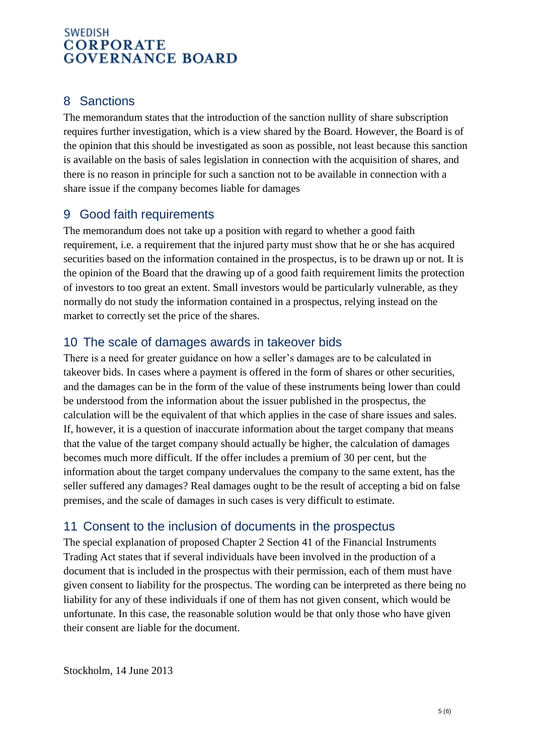## 8 Sanctions

The memorandum states that the introduction of the sanction nullity of share subscription requires further investigation, which is a view shared by the Board. However, the Board is of the opinion that this should be investigated as soon as possible, not least because this sanction is available on the basis of sales legislation in connection with the acquisition of shares, and there is no reason in principle for such a sanction not to be available in connection with a share issue if the company becomes liable for damages

## 9 Good faith requirements

The memorandum does not take up a position with regard to whether a good faith requirement, i.e. a requirement that the injured party must show that he or she has acquired securities based on the information contained in the prospectus, is to be drawn up or not. It is the opinion of the Board that the drawing up of a good faith requirement limits the protection of investors to too great an extent. Small investors would be particularly vulnerable, as they normally do not study the information contained in a prospectus, relying instead on the market to correctly set the price of the shares.

## 10 The scale of damages awards in takeover bids

There is a need for greater guidance on how a seller's damages are to be calculated in takeover bids. In cases where a payment is offered in the form of shares or other securities, and the damages can be in the form of the value of these instruments being lower than could be understood from the information about the issuer published in the prospectus, the calculation will be the equivalent of that which applies in the case of share issues and sales. If, however, it is a question of inaccurate information about the target company that means that the value of the target company should actually be higher, the calculation of damages becomes much more difficult. If the offer includes a premium of 30 per cent, but the information about the target company undervalues the company to the same extent, has the seller suffered any damages? Real damages ought to be the result of accepting a bid on false premises, and the scale of damages in such cases is very difficult to estimate.

## 11 Consent to the inclusion of documents in the prospectus

The special explanation of proposed Chapter 2 Section 41 of the Financial Instruments Trading Act states that if several individuals have been involved in the production of a document that is included in the prospectus with their permission, each of them must have given consent to liability for the prospectus. The wording can be interpreted as there being no liability for any of these individuals if one of them has not given consent, which would be unfortunate. In this case, the reasonable solution would be that only those who have given their consent are liable for the document.

Stockholm, 14 June 2013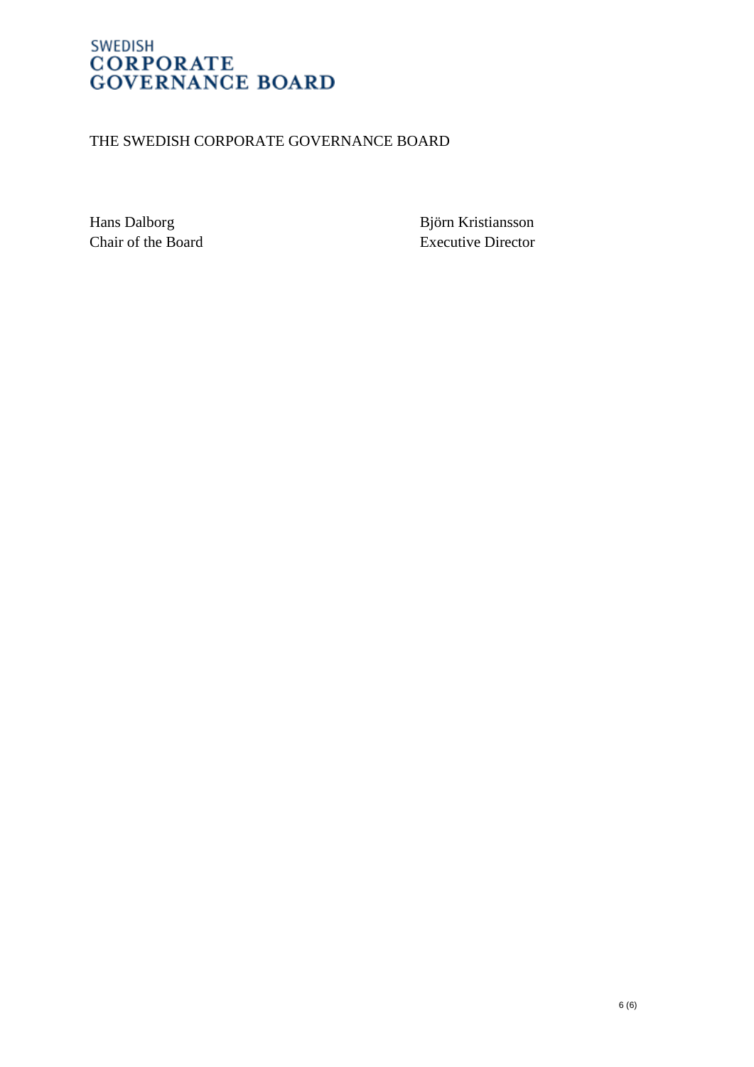SWEDISH
CORPORATE
GOVERNANCE BOARD

THE SWEDISH CORPORATE GOVERNANCE BOARD

| | |
|---|---|
| Hans Dalborg<br>Chair of the Board | Björn Kristiansson<br>Executive Director |